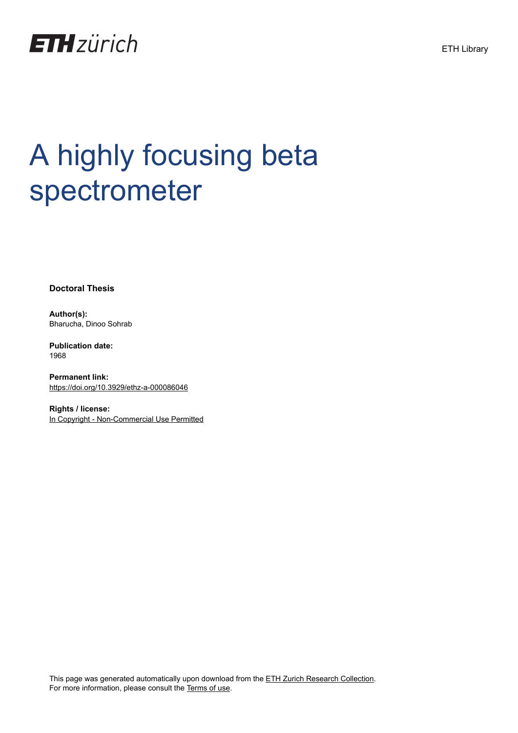ETH zürich

ETH Library

# A highly focusing beta spectrometer

**Doctoral Thesis**

**Author(s):**
Bharucha, Dinoo Sohrab

**Publication date:**
1968

**Permanent link:**
https://doi.org/10.3929/ethz-a-000086046

**Rights / license:**
In Copyright - Non-Commercial Use Permitted

This page was generated automatically upon download from the ETH Zurich Research Collection.
For more information, please consult the Terms of use.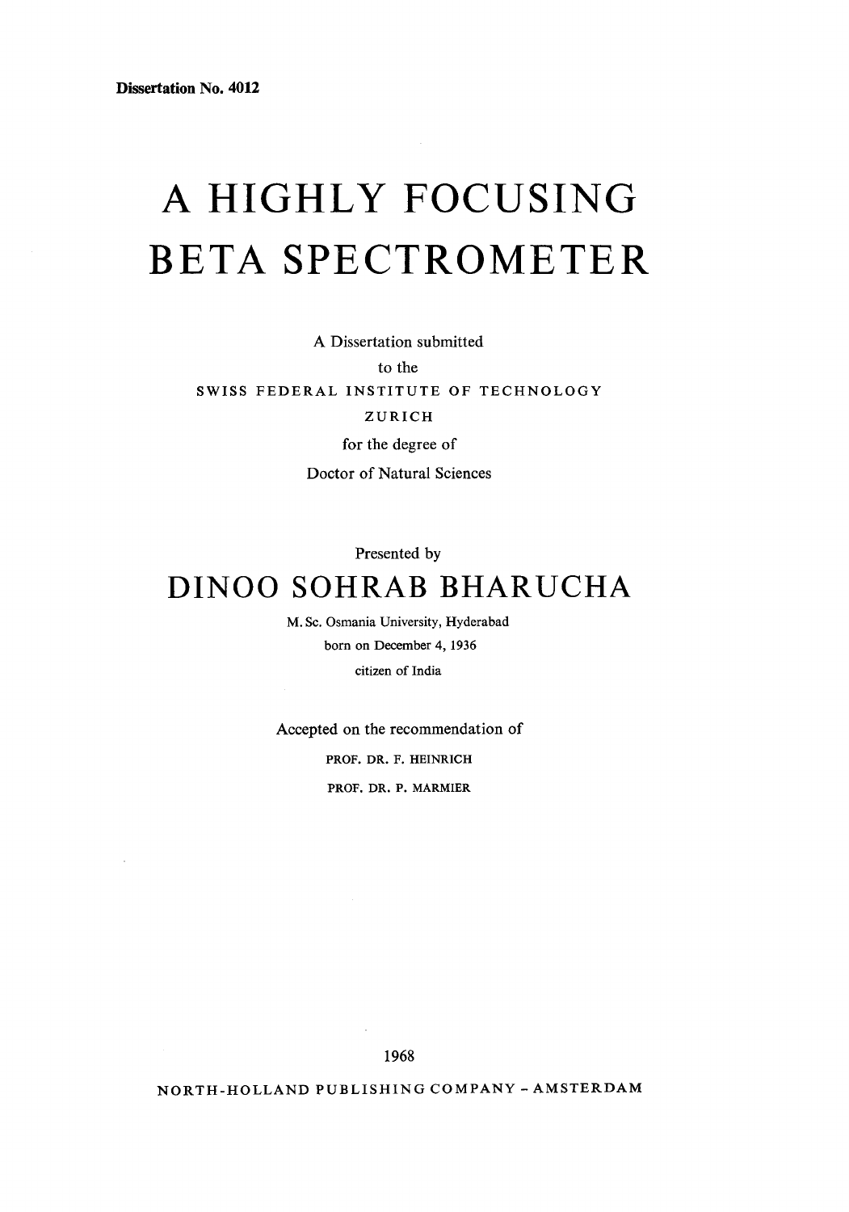Dissertation No. 4012

# A HIGHLY FOCUSING BETA SPECTROMETER

A Dissertation submitted
to the
SWISS FEDERAL INSTITUTE OF TECHNOLOGY
ZURICH
for the degree of
Doctor of Natural Sciences

Presented by

## DINOO SOHRAB BHARUCHA

M. Sc. Osmania University, Hyderabad
born on December 4, 1936
citizen of India

Accepted on the recommendation of
PROF. DR. F. HEINRICH
PROF. DR. P. MARMIER

1968

NORTH-HOLLAND PUBLISHING COMPANY - AMSTERDAM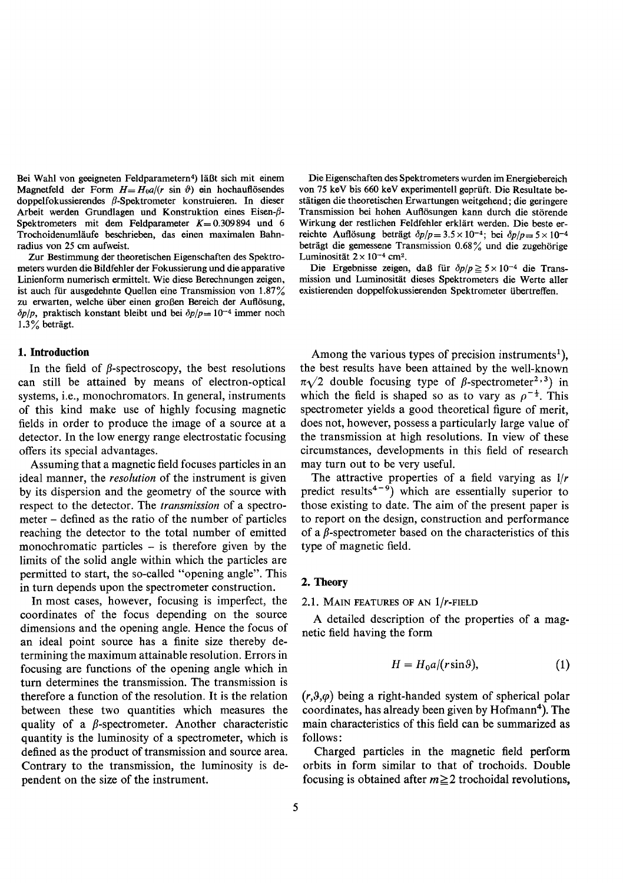Bei Wahl von geeigneten Feldparametern[4]) läßt sich mit einem Magnetfeld der Form $H = H_0 a/(r \sin \vartheta)$ ein hochauflösendes doppelfokussierendes $\beta$-Spektrometer konstruieren. In dieser Arbeit werden Grundlagen und Konstruktion eines Eisen-$\beta$-Spektrometers mit dem Feldparameter $K = 0.309894$ und 6 Trochoidenumläufe beschrieben, das einen maximalen Bahnradius von 25 cm aufweist.

Zur Bestimmung der theoretischen Eigenschaften des Spektrometers wurden die Bildfehler der Fokussierung und die apparative Linienform numerisch ermittelt. Wie diese Berechnungen zeigen, ist auch für ausgedehnte Quellen eine Transmission von 1.87% zu erwarten, welche über einen großen Bereich der Auflösung, $\delta p/p$, praktisch konstant bleibt und bei $\delta p/p = 10^{-4}$ immer noch 1.3% beträgt.

Die Eigenschaften des Spektrometers wurden im Energiebereich von 75 keV bis 660 keV experimentell geprüft. Die Resultate bestätigen die theoretischen Erwartungen weitgehend; die geringere Transmission bei hohen Auflösungen kann durch die störende Wirkung der restlichen Feldfehler erklärt werden. Die beste erreichte Auflösung beträgt $\delta p/p = 3.5 \times 10^{-4}$; bei $\delta p/p = 5 \times 10^{-4}$ beträgt die gemessene Transmission 0.68% und die zugehörige Luminosität $2 \times 10^{-4}$ cm$^2$.

Die Ergebnisse zeigen, daß für $\delta p/p \geqq 5 \times 10^{-4}$ die Transmission und Luminosität dieses Spektrometers die Werte aller existierenden doppelfokussierenden Spektrometer übertreffen.

## 1. Introduction

In the field of $\beta$-spectroscopy, the best resolutions can still be attained by means of electron-optical systems, i.e., monochromators. In general, instruments of this kind make use of highly focusing magnetic fields in order to produce the image of a source at a detector. In the low energy range electrostatic focusing offers its special advantages.

Assuming that a magnetic field focuses particles in an ideal manner, the *resolution* of the instrument is given by its dispersion and the geometry of the source with respect to the detector. The *transmission* of a spectrometer – defined as the ratio of the number of particles reaching the detector to the total number of emitted monochromatic particles – is therefore given by the limits of the solid angle within which the particles are permitted to start, the so-called "opening angle". This in turn depends upon the spectrometer construction.

In most cases, however, focusing is imperfect, the coordinates of the focus depending on the source dimensions and the opening angle. Hence the focus of an ideal point source has a finite size thereby determining the maximum attainable resolution. Errors in focusing are functions of the opening angle which in turn determines the transmission. The transmission is therefore a function of the resolution. It is the relation between these two quantities which measures the quality of a $\beta$-spectrometer. Another characteristic quantity is the luminosity of a spectrometer, which is defined as the product of transmission and source area. Contrary to the transmission, the luminosity is dependent on the size of the instrument.

Among the various types of precision instruments[1]), the best results have been attained by the well-known $\pi\sqrt{2}$ double focusing type of $\beta$-spectrometer[2,3]) in which the field is shaped so as to vary as $\rho^{-\frac{1}{2}}$. This spectrometer yields a good theoretical figure of merit, does not, however, possess a particularly large value of the transmission at high resolutions. In view of these circumstances, developments in this field of research may turn out to be very useful.

The attractive properties of a field varying as $1/r$ predict results[4-9]) which are essentially superior to those existing to date. The aim of the present paper is to report on the design, construction and performance of a $\beta$-spectrometer based on the characteristics of this type of magnetic field.

## 2. Theory

### 2.1. Main features of an $1/r$-field

A detailed description of the properties of a magnetic field having the form

$$H = H_0 a/(r \sin \vartheta), \tag{1}$$

$(r, \vartheta, \varphi)$ being a right-handed system of spherical polar coordinates, has already been given by Hofmann[4]). The main characteristics of this field can be summarized as follows:

Charged particles in the magnetic field perform orbits in form similar to that of trochoids. Double focusing is obtained after $m \geqq 2$ trochoidal revolutions,